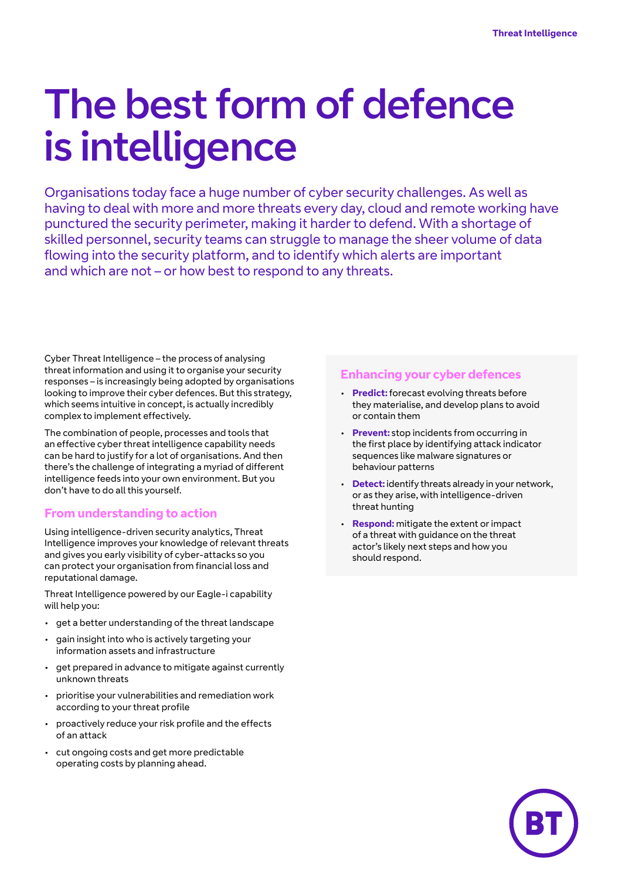# The best form of defence is intelligence

Organisations today face a huge number of cyber security challenges. As well as having to deal with more and more threats every day, cloud and remote working have punctured the security perimeter, making it harder to defend. With a shortage of skilled personnel, security teams can struggle to manage the sheer volume of data flowing into the security platform, and to identify which alerts are important and which are not – or how best to respond to any threats.

Cyber Threat Intelligence – the process of analysing threat information and using it to organise your security responses – is increasingly being adopted by organisations looking to improve their cyber defences. But this strategy, which seems intuitive in concept, is actually incredibly complex to implement effectively.

The combination of people, processes and tools that an effective cyber threat intelligence capability needs can be hard to justify for a lot of organisations. And then there's the challenge of integrating a myriad of different intelligence feeds into your own environment. But you don't have to do all this yourself.

## From understanding to action

Using intelligence-driven security analytics, Threat Intelligence improves your knowledge of relevant threats and gives you early visibility of cyber-attacks so you can protect your organisation from financial loss and reputational damage.

Threat Intelligence powered by our Eagle-i capability will help you:

- get a better understanding of the threat landscape
- gain insight into who is actively targeting your information assets and infrastructure
- get prepared in advance to mitigate against currently unknown threats
- prioritise your vulnerabilities and remediation work according to your threat profile
- proactively reduce your risk profile and the effects of an attack
- cut ongoing costs and get more predictable operating costs by planning ahead.

## Enhancing your cyber defences

- **Predict:** forecast evolving threats before they materialise, and develop plans to avoid or contain them
- **Prevent:** stop incidents from occurring in the first place by identifying attack indicator sequences like malware signatures or behaviour patterns
- **Detect:** identify threats already in your network, or as they arise, with intelligence-driven threat hunting
- **Respond:** mitigate the extent or impact of a threat with guidance on the threat actor's likely next steps and how you should respond.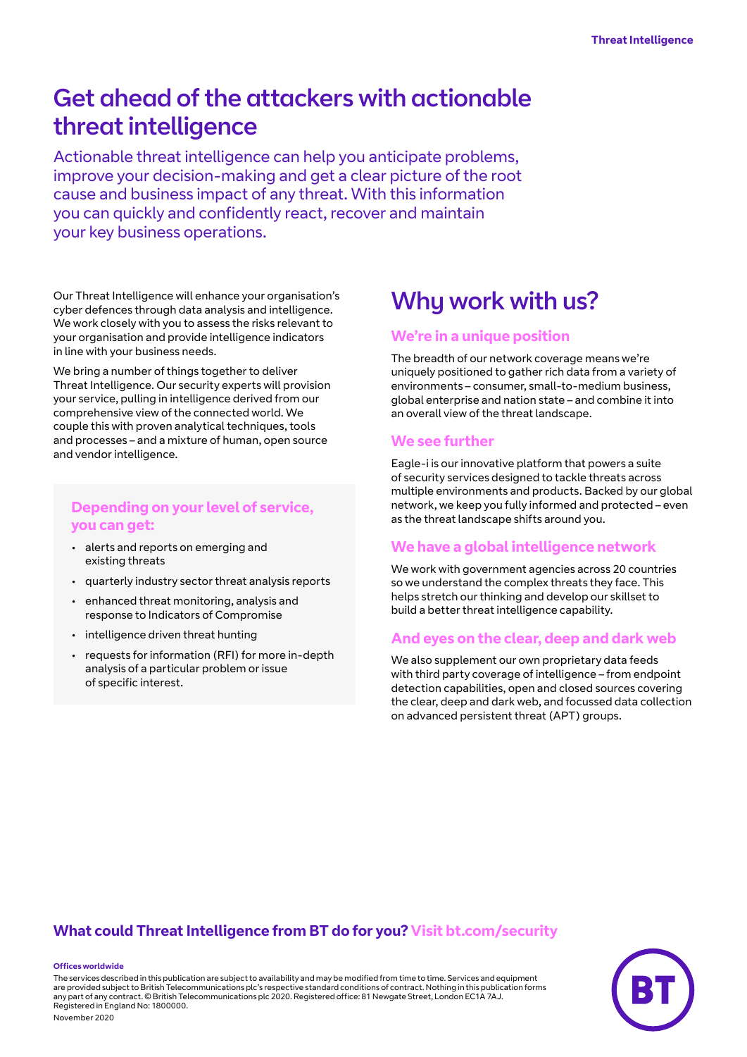# Get ahead of the attackers with actionable threat intelligence

Actionable threat intelligence can help you anticipate problems, improve your decision-making and get a clear picture of the root cause and business impact of any threat. With this information you can quickly and confidently react, recover and maintain your key business operations.

Our Threat Intelligence will enhance your organisation's cyber defences through data analysis and intelligence. We work closely with you to assess the risks relevant to your organisation and provide intelligence indicators in line with your business needs.

We bring a number of things together to deliver Threat Intelligence. Our security experts will provision your service, pulling in intelligence derived from our comprehensive view of the connected world. We couple this with proven analytical techniques, tools and processes – and a mixture of human, open source and vendor intelligence.

### Depending on your level of service, you can get:

- alerts and reports on emerging and existing threats
- quarterly industry sector threat analysis reports
- enhanced threat monitoring, analysis and response to Indicators of Compromise
- intelligence driven threat hunting
- requests for information (RFI) for more in-depth analysis of a particular problem or issue of specific interest.

## Why work with us?

### We're in a unique position

The breadth of our network coverage means we're uniquely positioned to gather rich data from a variety of environments – consumer, small-to-medium business, global enterprise and nation state – and combine it into an overall view of the threat landscape.

### We see further

Eagle-i is our innovative platform that powers a suite of security services designed to tackle threats across multiple environments and products. Backed by our global network, we keep you fully informed and protected – even as the threat landscape shifts around you.

### We have a global intelligence network

We work with government agencies across 20 countries so we understand the complex threats they face. This helps stretch our thinking and develop our skillset to build a better threat intelligence capability.

### And eyes on the clear, deep and dark web

We also supplement our own proprietary data feeds with third party coverage of intelligence – from endpoint detection capabilities, open and closed sources covering the clear, deep and dark web, and focussed data collection on advanced persistent threat (APT) groups.

**What could Threat Intelligence from BT do for you? Visit bt.com/security**

**Offices worldwide**

The services described in this publication are subject to availability and may be modified from time to time. Services and equipment are provided subject to British Telecommunications plc's respective standard conditions of contract. Nothing in this publication forms any part of any contract. © British Telecommunications plc 2020. Registered office: 81 Newgate Street, London EC1A 7AJ. Registered in England No: 1800000.

November 2020